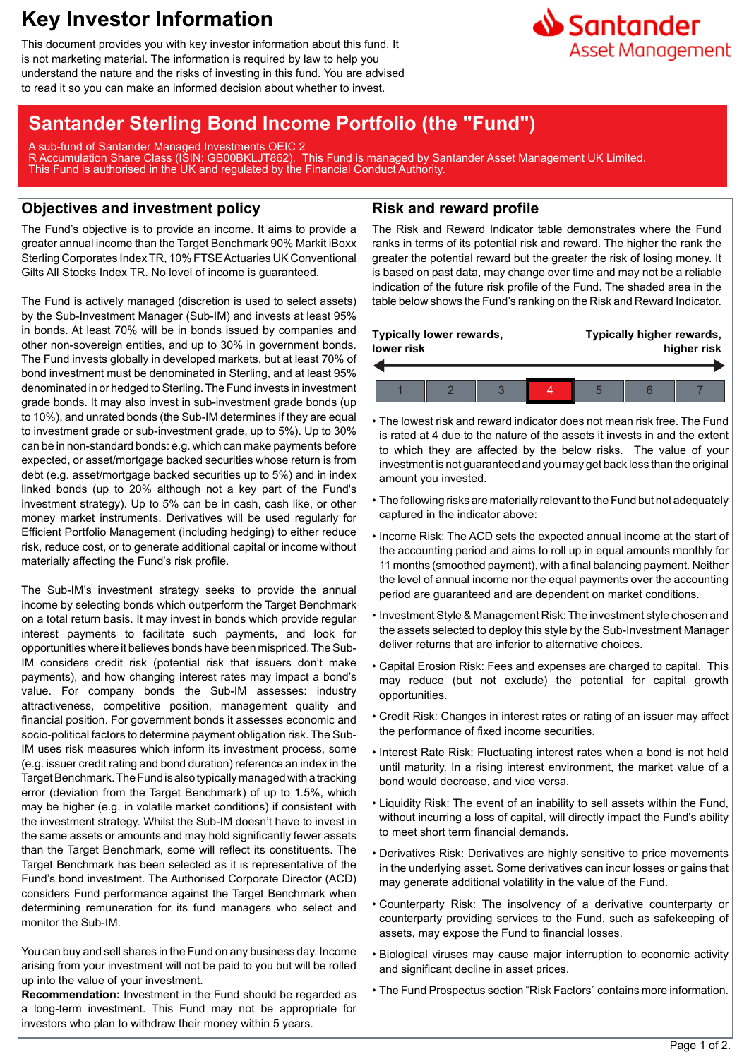# Key Investor Information

This document provides you with key investor information about this fund. It is not marketing material. The information is required by law to help you understand the nature and the risks of investing in this fund. You are advised to read it so you can make an informed decision about whether to invest.

Santander Asset Management

## Santander Sterling Bond Income Portfolio (the "Fund")

A sub-fund of Santander Managed Investments OEIC 2
R Accumulation Share Class (ISIN: GB00BKLJT862). This Fund is managed by Santander Asset Management UK Limited.
This Fund is authorised in the UK and regulated by the Financial Conduct Authority.

## Objectives and investment policy

The Fund's objective is to provide an income. It aims to provide a greater annual income than the Target Benchmark 90% Markit iBoxx Sterling Corporates Index TR, 10% FTSE Actuaries UK Conventional Gilts All Stocks Index TR. No level of income is guaranteed.

The Fund is actively managed (discretion is used to select assets) by the Sub-Investment Manager (Sub-IM) and invests at least 95% in bonds. At least 70% will be in bonds issued by companies and other non-sovereign entities, and up to 30% in government bonds. The Fund invests globally in developed markets, but at least 70% of bond investment must be denominated in Sterling, and at least 95% denominated in or hedged to Sterling. The Fund invests in investment grade bonds. It may also invest in sub-investment grade bonds (up to 10%), and unrated bonds (the Sub-IM determines if they are equal to investment grade or sub-investment grade, up to 5%). Up to 30% can be in non-standard bonds: e.g. which can make payments before expected, or asset/mortgage backed securities whose return is from debt (e.g. asset/mortgage backed securities up to 5%) and in index linked bonds (up to 20% although not a key part of the Fund's investment strategy). Up to 5% can be in cash, cash like, or other money market instruments. Derivatives will be used regularly for Efficient Portfolio Management (including hedging) to either reduce risk, reduce cost, or to generate additional capital or income without materially affecting the Fund's risk profile.

The Sub-IM's investment strategy seeks to provide the annual income by selecting bonds which outperform the Target Benchmark on a total return basis. It may invest in bonds which provide regular interest payments to facilitate such payments, and look for opportunities where it believes bonds have been mispriced. The Sub-IM considers credit risk (potential risk that issuers don't make payments), and how changing interest rates may impact a bond's value. For company bonds the Sub-IM assesses: industry attractiveness, competitive position, management quality and financial position. For government bonds it assesses economic and socio-political factors to determine payment obligation risk. The Sub-IM uses risk measures which inform its investment process, some (e.g. issuer credit rating and bond duration) reference an index in the Target Benchmark. The Fund is also typically managed with a tracking error (deviation from the Target Benchmark) of up to 1.5%, which may be higher (e.g. in volatile market conditions) if consistent with the investment strategy. Whilst the Sub-IM doesn't have to invest in the same assets or amounts and may hold significantly fewer assets than the Target Benchmark, some will reflect its constituents. The Target Benchmark has been selected as it is representative of the Fund's bond investment. The Authorised Corporate Director (ACD) considers Fund performance against the Target Benchmark when determining remuneration for its fund managers who select and monitor the Sub-IM.

You can buy and sell shares in the Fund on any business day. Income arising from your investment will not be paid to you but will be rolled up into the value of your investment.

**Recommendation:** Investment in the Fund should be regarded as a long-term investment. This Fund may not be appropriate for investors who plan to withdraw their money within 5 years.

## Risk and reward profile

The Risk and Reward Indicator table demonstrates where the Fund ranks in terms of its potential risk and reward. The higher the rank the greater the potential reward but the greater the risk of losing money. It is based on past data, may change over time and may not be a reliable indication of the future risk profile of the Fund. The shaded area in the table below shows the Fund's ranking on the Risk and Reward Indicator.

**Typically lower rewards, lower risk** ← → **Typically higher rewards, higher risk**

| 1 | 2 | 3 | **4** | 5 | 6 | 7 |
|---|---|---|---|---|---|---|

- The lowest risk and reward indicator does not mean risk free. The Fund is rated at 4 due to the nature of the assets it invests in and the extent to which they are affected by the below risks. The value of your investment is not guaranteed and you may get back less than the original amount you invested.
- The following risks are materially relevant to the Fund but not adequately captured in the indicator above:
- Income Risk: The ACD sets the expected annual income at the start of the accounting period and aims to roll up in equal amounts monthly for 11 months (smoothed payment), with a final balancing payment. Neither the level of annual income nor the equal payments over the accounting period are guaranteed and are dependent on market conditions.
- Investment Style & Management Risk: The investment style chosen and the assets selected to deploy this style by the Sub-Investment Manager deliver returns that are inferior to alternative choices.
- Capital Erosion Risk: Fees and expenses are charged to capital. This may reduce (but not exclude) the potential for capital growth opportunities.
- Credit Risk: Changes in interest rates or rating of an issuer may affect the performance of fixed income securities.
- Interest Rate Risk: Fluctuating interest rates when a bond is not held until maturity. In a rising interest environment, the market value of a bond would decrease, and vice versa.
- Liquidity Risk: The event of an inability to sell assets within the Fund, without incurring a loss of capital, will directly impact the Fund's ability to meet short term financial demands.
- Derivatives Risk: Derivatives are highly sensitive to price movements in the underlying asset. Some derivatives can incur losses or gains that may generate additional volatility in the value of the Fund.
- Counterparty Risk: The insolvency of a derivative counterparty or counterparty providing services to the Fund, such as safekeeping of assets, may expose the Fund to financial losses.
- Biological viruses may cause major interruption to economic activity and significant decline in asset prices.
- The Fund Prospectus section "Risk Factors" contains more information.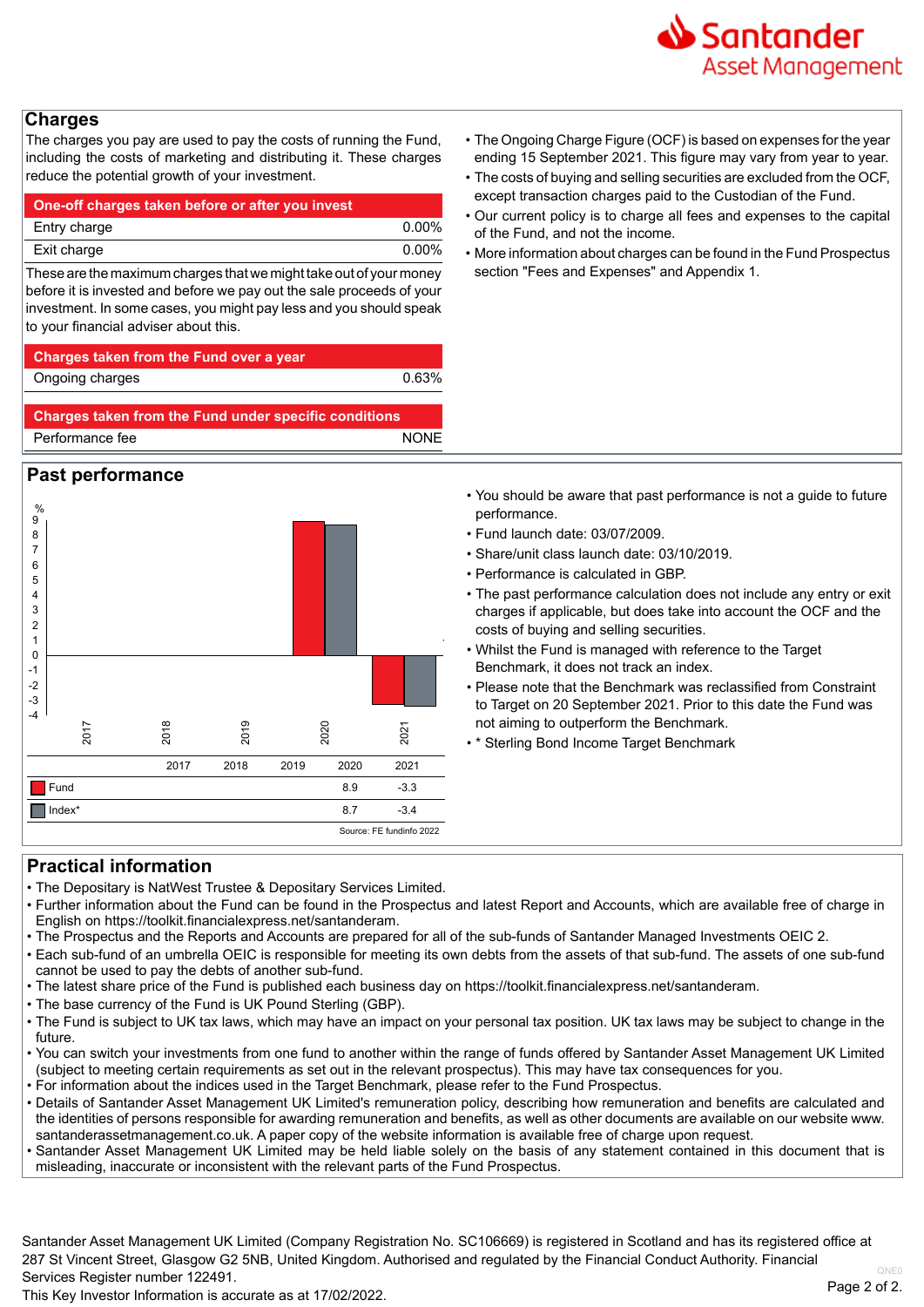## Charges

The charges you pay are used to pay the costs of running the Fund, including the costs of marketing and distributing it. These charges reduce the potential growth of your investment.

| One-off charges taken before or after you invest | |
|---|---|
| Entry charge | 0.00% |
| Exit charge | 0.00% |

These are the maximum charges that we might take out of your money before it is invested and before we pay out the sale proceeds of your investment. In some cases, you might pay less and you should speak to your financial adviser about this.

| Charges taken from the Fund over a year | |
|---|---|
| Ongoing charges | 0.63% |

| Charges taken from the Fund under specific conditions | |
|---|---|
| Performance fee | NONE |

- The Ongoing Charge Figure (OCF) is based on expenses for the year ending 15 September 2021. This figure may vary from year to year.
- The costs of buying and selling securities are excluded from the OCF, except transaction charges paid to the Custodian of the Fund.
- Our current policy is to charge all fees and expenses to the capital of the Fund, and not the income.
- More information about charges can be found in the Fund Prospectus section "Fees and Expenses" and Appendix 1.

## Past performance

%
9
8
7
6
5
4
3
2
1
0
-1
-2
-3
-4

2017
2018
2019
2020
2021

| | 2017 | 2018 | 2019 | 2020 | 2021 |
|---|---|---|---|---|---|
| Fund | | | | 8.9 | -3.3 |
| Index* | | | | 8.7 | -3.4 |

Source: FE fundinfo 2022

- You should be aware that past performance is not a guide to future performance.
- Fund launch date: 03/07/2009.
- Share/unit class launch date: 03/10/2019.
- Performance is calculated in GBP.
- The past performance calculation does not include any entry or exit charges if applicable, but does take into account the OCF and the costs of buying and selling securities.
- Whilst the Fund is managed with reference to the Target Benchmark, it does not track an index.
- Please note that the Benchmark was reclassified from Constraint to Target on 20 September 2021. Prior to this date the Fund was not aiming to outperform the Benchmark.
- * Sterling Bond Income Target Benchmark

## Practical information

- The Depositary is NatWest Trustee & Depositary Services Limited.
- Further information about the Fund can be found in the Prospectus and latest Report and Accounts, which are available free of charge in English on https://toolkit.financialexpress.net/santanderam.
- The Prospectus and the Reports and Accounts are prepared for all of the sub-funds of Santander Managed Investments OEIC 2.
- Each sub-fund of an umbrella OEIC is responsible for meeting its own debts from the assets of that sub-fund. The assets of one sub-fund cannot be used to pay the debts of another sub-fund.
- The latest share price of the Fund is published each business day on https://toolkit.financialexpress.net/santanderam.
- The base currency of the Fund is UK Pound Sterling (GBP).
- The Fund is subject to UK tax laws, which may have an impact on your personal tax position. UK tax laws may be subject to change in the future.
- You can switch your investments from one fund to another within the range of funds offered by Santander Asset Management UK Limited (subject to meeting certain requirements as set out in the relevant prospectus). This may have tax consequences for you.
- For information about the indices used in the Target Benchmark, please refer to the Fund Prospectus.
- Details of Santander Asset Management UK Limited's remuneration policy, describing how remuneration and benefits are calculated and the identities of persons responsible for awarding remuneration and benefits, as well as other documents are available on our website www.santanderassetmanagement.co.uk. A paper copy of the website information is available free of charge upon request.
- Santander Asset Management UK Limited may be held liable solely on the basis of any statement contained in this document that is misleading, inaccurate or inconsistent with the relevant parts of the Fund Prospectus.

Santander Asset Management UK Limited (Company Registration No. SC106669) is registered in Scotland and has its registered office at 287 St Vincent Street, Glasgow G2 5NB, United Kingdom. Authorised and regulated by the Financial Conduct Authority. Financial Services Register number 122491.
This Key Investor Information is accurate as at 17/02/2022.